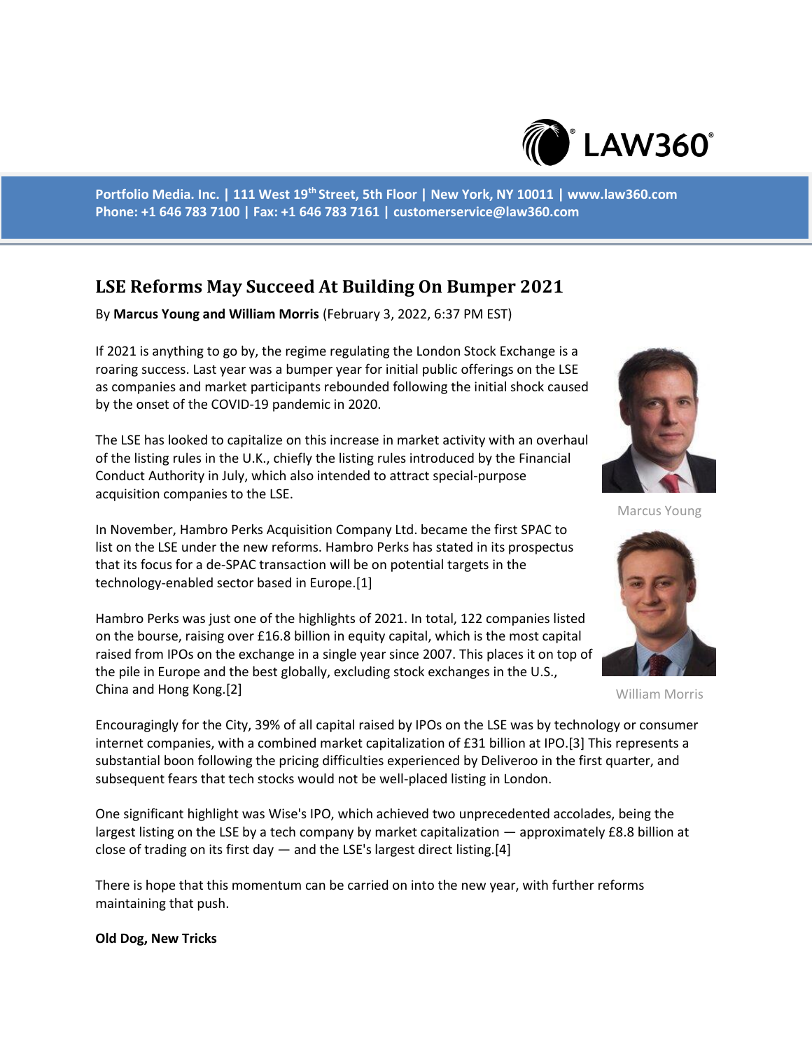Portfolio Media. Inc. | 111 West 19th Street, 5th Floor | New York, NY 10011 | www.law360.com
Phone: +1 646 783 7100 | Fax: +1 646 783 7161 | customerservice@law360.com

# LSE Reforms May Succeed At Building On Bumper 2021

By **Marcus Young and William Morris** (February 3, 2022, 6:37 PM EST)

If 2021 is anything to go by, the regime regulating the London Stock Exchange is a roaring success. Last year was a bumper year for initial public offerings on the LSE as companies and market participants rebounded following the initial shock caused by the onset of the COVID-19 pandemic in 2020.

The LSE has looked to capitalize on this increase in market activity with an overhaul of the listing rules in the U.K., chiefly the listing rules introduced by the Financial Conduct Authority in July, which also intended to attract special-purpose acquisition companies to the LSE.

Marcus Young

In November, Hambro Perks Acquisition Company Ltd. became the first SPAC to list on the LSE under the new reforms. Hambro Perks has stated in its prospectus that its focus for a de-SPAC transaction will be on potential targets in the technology-enabled sector based in Europe.[1]

Hambro Perks was just one of the highlights of 2021. In total, 122 companies listed on the bourse, raising over £16.8 billion in equity capital, which is the most capital raised from IPOs on the exchange in a single year since 2007. This places it on top of the pile in Europe and the best globally, excluding stock exchanges in the U.S., China and Hong Kong.[2]

William Morris

Encouragingly for the City, 39% of all capital raised by IPOs on the LSE was by technology or consumer internet companies, with a combined market capitalization of £31 billion at IPO.[3] This represents a substantial boon following the pricing difficulties experienced by Deliveroo in the first quarter, and subsequent fears that tech stocks would not be well-placed listing in London.

One significant highlight was Wise's IPO, which achieved two unprecedented accolades, being the largest listing on the LSE by a tech company by market capitalization — approximately £8.8 billion at close of trading on its first day — and the LSE's largest direct listing.[4]

There is hope that this momentum can be carried on into the new year, with further reforms maintaining that push.

**Old Dog, New Tricks**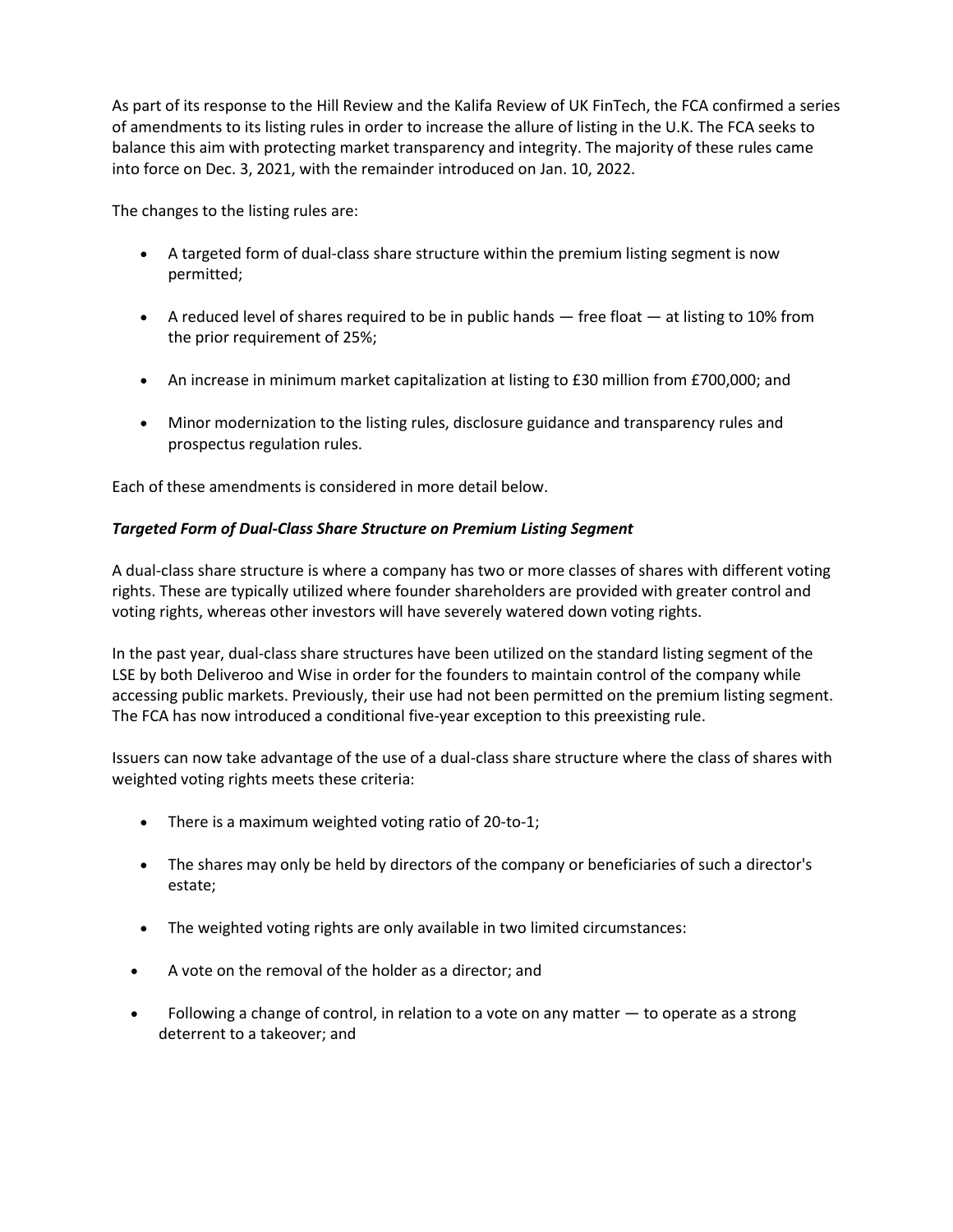As part of its response to the Hill Review and the Kalifa Review of UK FinTech, the FCA confirmed a series of amendments to its listing rules in order to increase the allure of listing in the U.K. The FCA seeks to balance this aim with protecting market transparency and integrity. The majority of these rules came into force on Dec. 3, 2021, with the remainder introduced on Jan. 10, 2022.

The changes to the listing rules are:

- A targeted form of dual-class share structure within the premium listing segment is now permitted;
- A reduced level of shares required to be in public hands — free float — at listing to 10% from the prior requirement of 25%;
- An increase in minimum market capitalization at listing to £30 million from £700,000; and
- Minor modernization to the listing rules, disclosure guidance and transparency rules and prospectus regulation rules.

Each of these amendments is considered in more detail below.

***Targeted Form of Dual-Class Share Structure on Premium Listing Segment***

A dual-class share structure is where a company has two or more classes of shares with different voting rights. These are typically utilized where founder shareholders are provided with greater control and voting rights, whereas other investors will have severely watered down voting rights.

In the past year, dual-class share structures have been utilized on the standard listing segment of the LSE by both Deliveroo and Wise in order for the founders to maintain control of the company while accessing public markets. Previously, their use had not been permitted on the premium listing segment. The FCA has now introduced a conditional five-year exception to this preexisting rule.

Issuers can now take advantage of the use of a dual-class share structure where the class of shares with weighted voting rights meets these criteria:

- There is a maximum weighted voting ratio of 20-to-1;
- The shares may only be held by directors of the company or beneficiaries of such a director's estate;
- The weighted voting rights are only available in two limited circumstances:
- A vote on the removal of the holder as a director; and
- Following a change of control, in relation to a vote on any matter — to operate as a strong deterrent to a takeover; and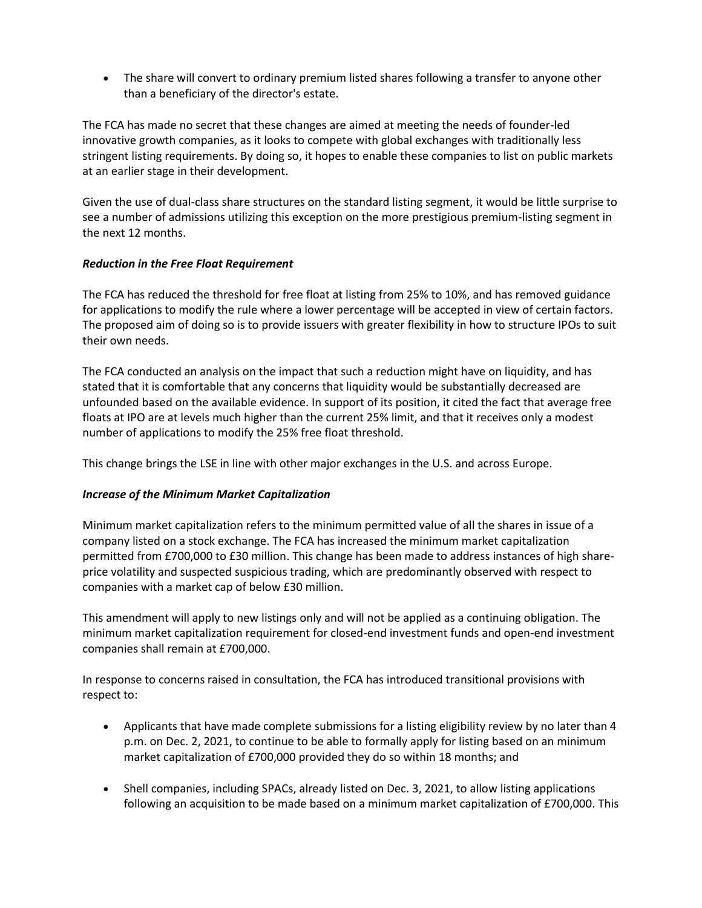- The share will convert to ordinary premium listed shares following a transfer to anyone other than a beneficiary of the director's estate.

The FCA has made no secret that these changes are aimed at meeting the needs of founder-led innovative growth companies, as it looks to compete with global exchanges with traditionally less stringent listing requirements. By doing so, it hopes to enable these companies to list on public markets at an earlier stage in their development.

Given the use of dual-class share structures on the standard listing segment, it would be little surprise to see a number of admissions utilizing this exception on the more prestigious premium-listing segment in the next 12 months.

***Reduction in the Free Float Requirement***

The FCA has reduced the threshold for free float at listing from 25% to 10%, and has removed guidance for applications to modify the rule where a lower percentage will be accepted in view of certain factors. The proposed aim of doing so is to provide issuers with greater flexibility in how to structure IPOs to suit their own needs.

The FCA conducted an analysis on the impact that such a reduction might have on liquidity, and has stated that it is comfortable that any concerns that liquidity would be substantially decreased are unfounded based on the available evidence. In support of its position, it cited the fact that average free floats at IPO are at levels much higher than the current 25% limit, and that it receives only a modest number of applications to modify the 25% free float threshold.

This change brings the LSE in line with other major exchanges in the U.S. and across Europe.

***Increase of the Minimum Market Capitalization***

Minimum market capitalization refers to the minimum permitted value of all the shares in issue of a company listed on a stock exchange. The FCA has increased the minimum market capitalization permitted from £700,000 to £30 million. This change has been made to address instances of high share-price volatility and suspected suspicious trading, which are predominantly observed with respect to companies with a market cap of below £30 million.

This amendment will apply to new listings only and will not be applied as a continuing obligation. The minimum market capitalization requirement for closed-end investment funds and open-end investment companies shall remain at £700,000.

In response to concerns raised in consultation, the FCA has introduced transitional provisions with respect to:

- Applicants that have made complete submissions for a listing eligibility review by no later than 4 p.m. on Dec. 2, 2021, to continue to be able to formally apply for listing based on an minimum market capitalization of £700,000 provided they do so within 18 months; and

- Shell companies, including SPACs, already listed on Dec. 3, 2021, to allow listing applications following an acquisition to be made based on a minimum market capitalization of £700,000. This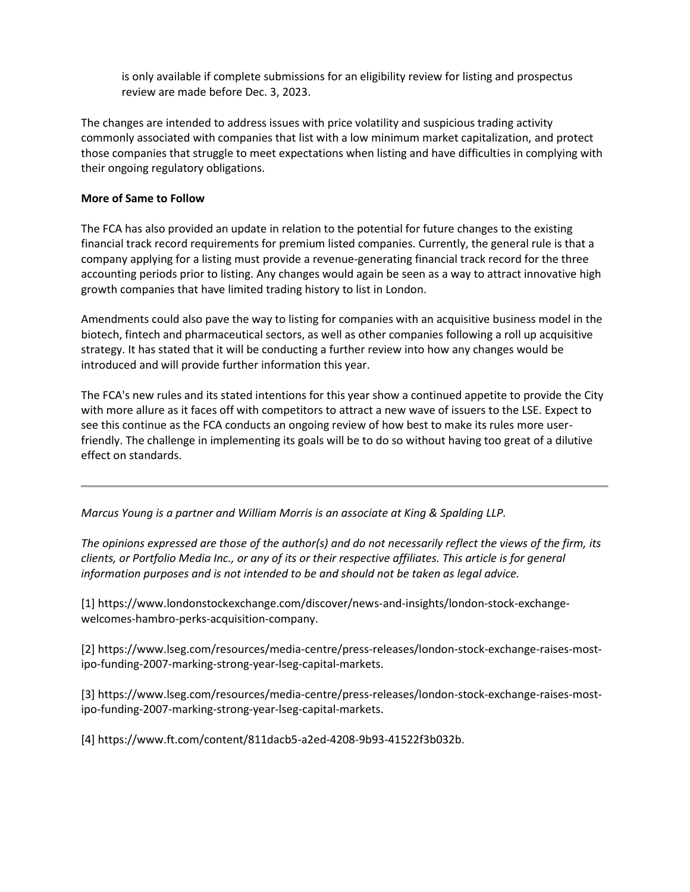is only available if complete submissions for an eligibility review for listing and prospectus review are made before Dec. 3, 2023.

The changes are intended to address issues with price volatility and suspicious trading activity commonly associated with companies that list with a low minimum market capitalization, and protect those companies that struggle to meet expectations when listing and have difficulties in complying with their ongoing regulatory obligations.

**More of Same to Follow**

The FCA has also provided an update in relation to the potential for future changes to the existing financial track record requirements for premium listed companies. Currently, the general rule is that a company applying for a listing must provide a revenue-generating financial track record for the three accounting periods prior to listing. Any changes would again be seen as a way to attract innovative high growth companies that have limited trading history to list in London.

Amendments could also pave the way to listing for companies with an acquisitive business model in the biotech, fintech and pharmaceutical sectors, as well as other companies following a roll up acquisitive strategy. It has stated that it will be conducting a further review into how any changes would be introduced and will provide further information this year.

The FCA's new rules and its stated intentions for this year show a continued appetite to provide the City with more allure as it faces off with competitors to attract a new wave of issuers to the LSE. Expect to see this continue as the FCA conducts an ongoing review of how best to make its rules more user-friendly. The challenge in implementing its goals will be to do so without having too great of a dilutive effect on standards.

---

*Marcus Young is a partner and William Morris is an associate at King & Spalding LLP.*

*The opinions expressed are those of the author(s) and do not necessarily reflect the views of the firm, its clients, or Portfolio Media Inc., or any of its or their respective affiliates. This article is for general information purposes and is not intended to be and should not be taken as legal advice.*

[1] https://www.londonstockexchange.com/discover/news-and-insights/london-stock-exchange-welcomes-hambro-perks-acquisition-company.

[2] https://www.lseg.com/resources/media-centre/press-releases/london-stock-exchange-raises-most-ipo-funding-2007-marking-strong-year-lseg-capital-markets.

[3] https://www.lseg.com/resources/media-centre/press-releases/london-stock-exchange-raises-most-ipo-funding-2007-marking-strong-year-lseg-capital-markets.

[4] https://www.ft.com/content/811dacb5-a2ed-4208-9b93-41522f3b032b.